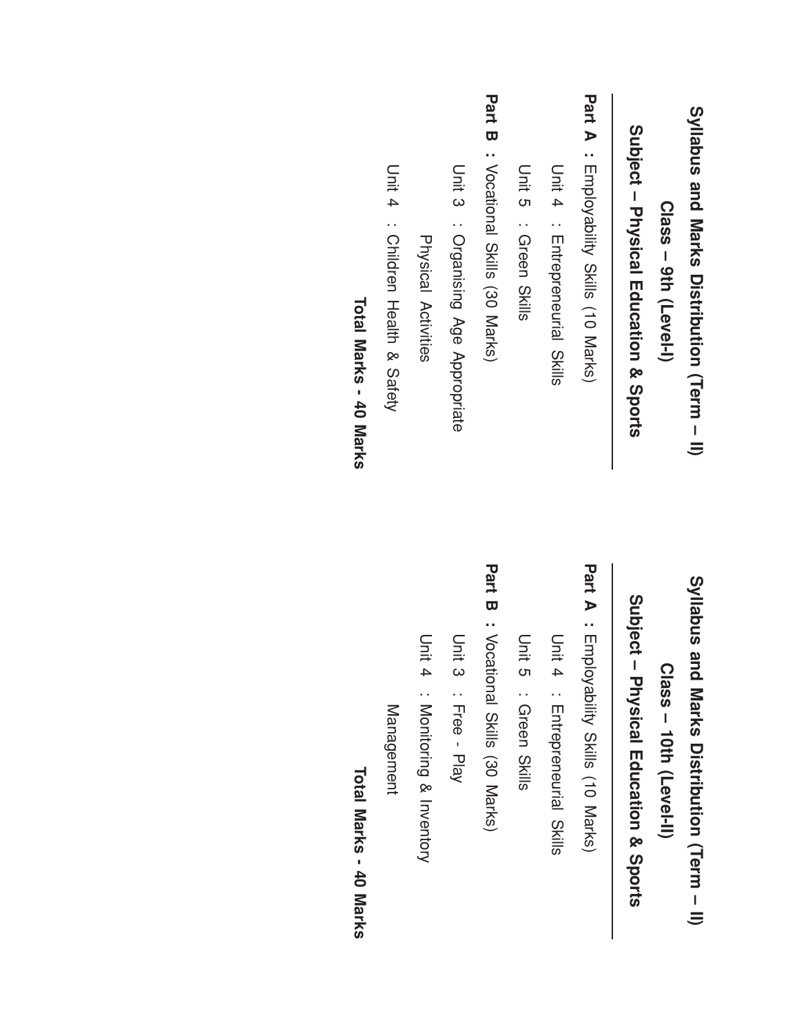# Syllabus and Marks Distribution (Term – II)

## Class – 9th (Level-I)

## Subject – Physical Education & Sports

**Part A :** Employability Skills (10 Marks)

Unit 4 : Entrepreneurial Skills

Unit 5 : Green Skills

**Part B :** Vocational Skills (30 Marks)

Unit 3 : Organising Age Appropriate Physical Activities

Unit 4 : Children Health & Safety

**Total Marks - 40 Marks**

# Syllabus and Marks Distribution (Term – II)

## Class – 10th (Level-II)

## Subject – Physical Education & Sports

**Part A :** Employability Skills (10 Marks)

Unit 4 : Entrepreneurial Skills

Unit 5 : Green Skills

**Part B :** Vocational Skills (30 Marks)

Unit 3 : Free - Play

Unit 4 : Monitoring & Inventory Management

**Total Marks - 40 Marks**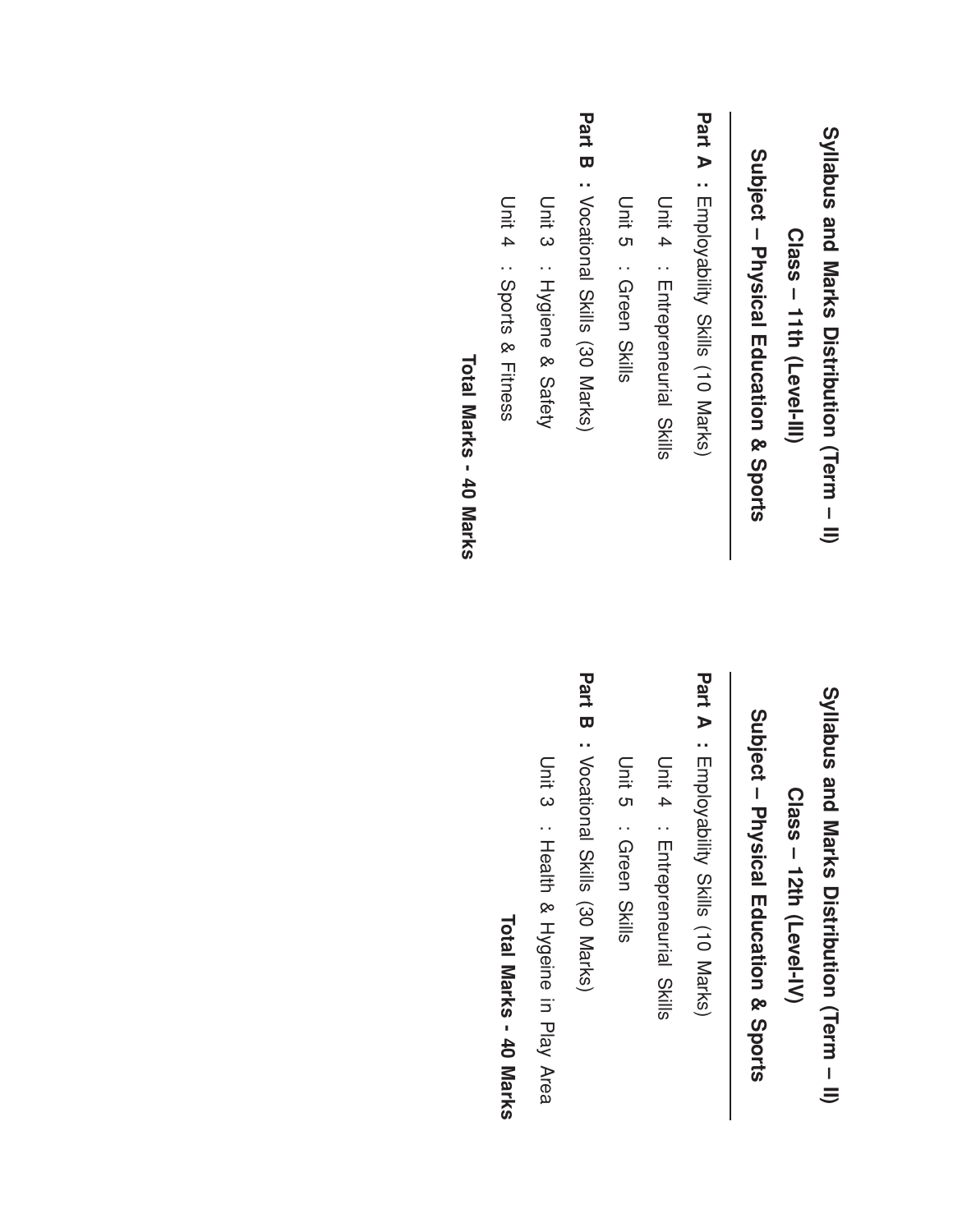# Syllabus and Marks Distribution (Term – II)

## Class – 11th (Level-III)

## Subject – Physical Education & Sports

**Part A :** Employability Skills (10 Marks)

Unit 4 : Entrepreneurial Skills

Unit 5 : Green Skills

**Part B :** Vocational Skills (30 Marks)

Unit 3 : Hygiene & Safety

Unit 4 : Sports & Fitness

**Total Marks - 40 Marks**

# Syllabus and Marks Distribution (Term – II)

## Class – 12th (Level-IV)

## Subject – Physical Education & Sports

**Part A :** Employability Skills (10 Marks)

Unit 4 : Entrepreneurial Skills

Unit 5 : Green Skills

**Part B :** Vocational Skills (30 Marks)

Unit 3 : Health & Hygeine in Play Area

**Total Marks - 40 Marks**